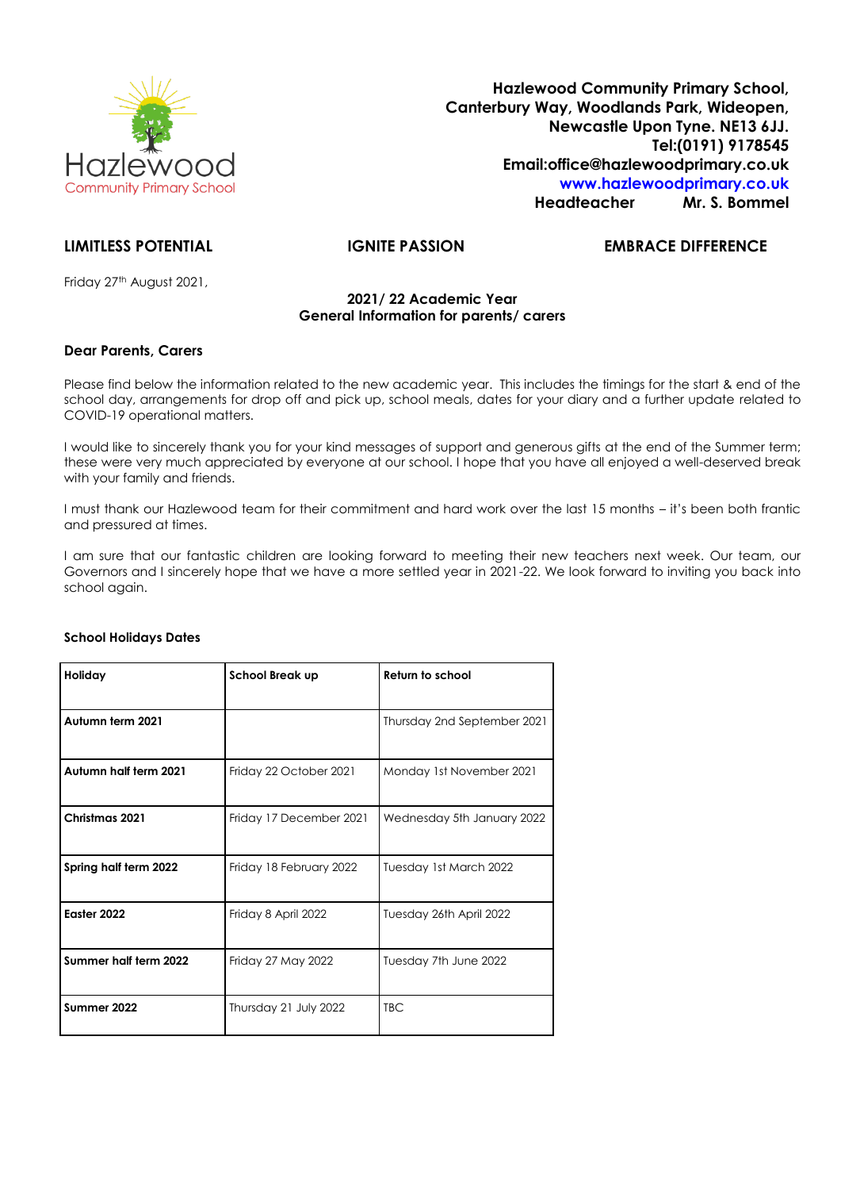Hazlewood
Community Primary School

**Hazlewood Community Primary School,**
**Canterbury Way, Woodlands Park, Wideopen,**
**Newcastle Upon Tyne. NE13 6JJ.**
**Tel:(0191) 9178545**
**Email:office@hazlewoodprimary.co.uk**
**www.hazlewoodprimary.co.uk**
**Headteacher Mr. S. Bommel**

**LIMITLESS POTENTIAL** **IGNITE PASSION** **EMBRACE DIFFERENCE**

Friday 27th August 2021,

**2021/ 22 Academic Year**
**General Information for parents/ carers**

**Dear Parents, Carers**

Please find below the information related to the new academic year. This includes the timings for the start & end of the school day, arrangements for drop off and pick up, school meals, dates for your diary and a further update related to COVID-19 operational matters.

I would like to sincerely thank you for your kind messages of support and generous gifts at the end of the Summer term; these were very much appreciated by everyone at our school. I hope that you have all enjoyed a well-deserved break with your family and friends.

I must thank our Hazlewood team for their commitment and hard work over the last 15 months – it's been both frantic and pressured at times.

I am sure that our fantastic children are looking forward to meeting their new teachers next week. Our team, our Governors and I sincerely hope that we have a more settled year in 2021-22. We look forward to inviting you back into school again.

**School Holidays Dates**

| **Holiday** | **School Break up** | **Return to school** |
|---|---|---|
| **Autumn term 2021** | | Thursday 2nd September 2021 |
| **Autumn half term 2021** | Friday 22 October 2021 | Monday 1st November 2021 |
| **Christmas 2021** | Friday 17 December 2021 | Wednesday 5th January 2022 |
| **Spring half term 2022** | Friday 18 February 2022 | Tuesday 1st March 2022 |
| **Easter 2022** | Friday 8 April 2022 | Tuesday 26th April 2022 |
| **Summer half term 2022** | Friday 27 May 2022 | Tuesday 7th June 2022 |
| **Summer 2022** | Thursday 21 July 2022 | TBC |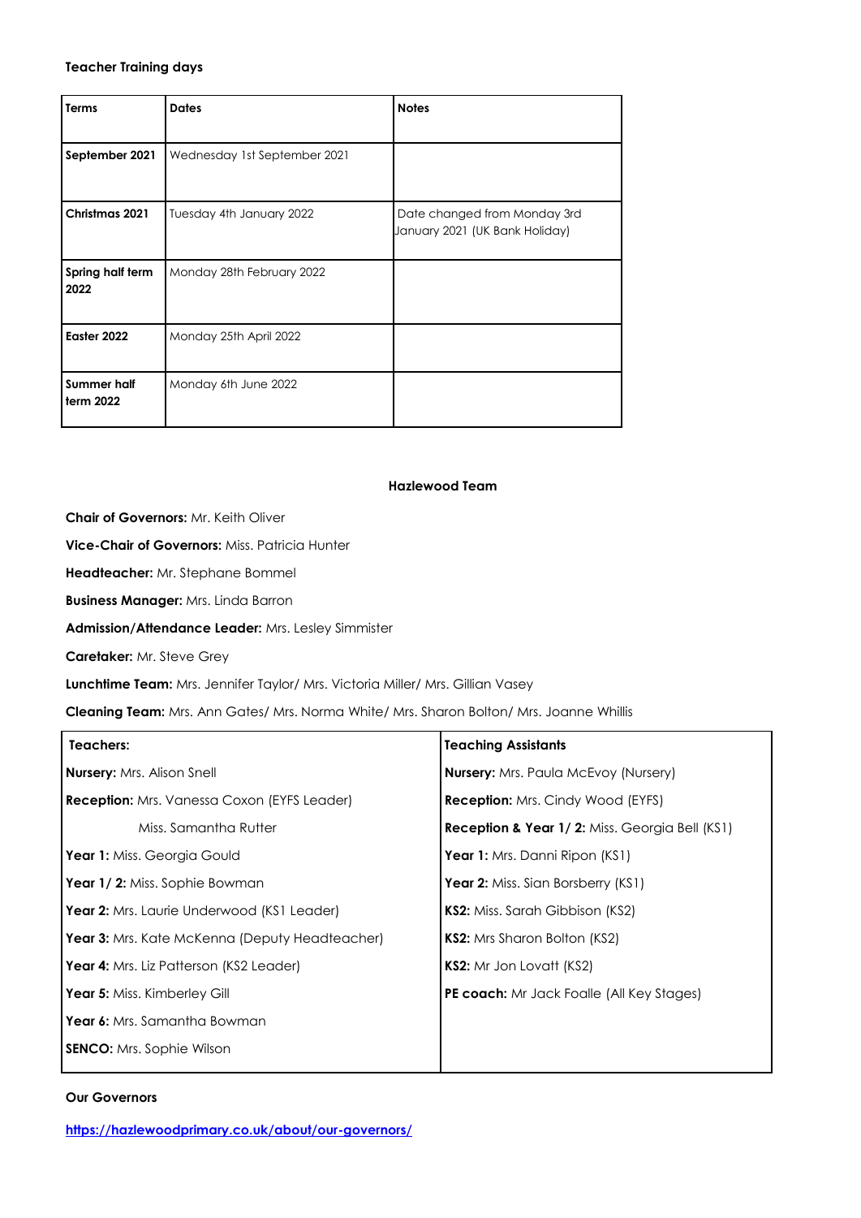**Teacher Training days**

| Terms | Dates | Notes |
|---|---|---|
| **September 2021** | Wednesday 1st September 2021 | |
| **Christmas 2021** | Tuesday 4th January 2022 | Date changed from Monday 3rd January 2021 (UK Bank Holiday) |
| **Spring half term 2022** | Monday 28th February 2022 | |
| **Easter 2022** | Monday 25th April 2022 | |
| **Summer half term 2022** | Monday 6th June 2022 | |

**Hazlewood Team**

**Chair of Governors:** Mr. Keith Oliver

**Vice-Chair of Governors:** Miss. Patricia Hunter

**Headteacher:** Mr. Stephane Bommel

**Business Manager:** Mrs. Linda Barron

**Admission/Attendance Leader:** Mrs. Lesley Simmister

**Caretaker:** Mr. Steve Grey

**Lunchtime Team:** Mrs. Jennifer Taylor/ Mrs. Victoria Miller/ Mrs. Gillian Vasey

**Cleaning Team:** Mrs. Ann Gates/ Mrs. Norma White/ Mrs. Sharon Bolton/ Mrs. Joanne Whillis

| Teachers: | Teaching Assistants |
|---|---|
| **Nursery:** Mrs. Alison Snell | **Nursery:** Mrs. Paula McEvoy (Nursery) |
| **Reception:** Mrs. Vanessa Coxon (EYFS Leader) | **Reception:** Mrs. Cindy Wood (EYFS) |
| Miss. Samantha Rutter | **Reception & Year 1/ 2:** Miss. Georgia Bell (KS1) |
| **Year 1:** Miss. Georgia Gould | **Year 1:** Mrs. Danni Ripon (KS1) |
| **Year 1/ 2:** Miss. Sophie Bowman | **Year 2:** Miss. Sian Borsberry (KS1) |
| **Year 2:** Mrs. Laurie Underwood (KS1 Leader) | **KS2:** Miss. Sarah Gibbison (KS2) |
| **Year 3:** Mrs. Kate McKenna (Deputy Headteacher) | **KS2:** Mrs Sharon Bolton (KS2) |
| **Year 4:** Mrs. Liz Patterson (KS2 Leader) | **KS2:** Mr Jon Lovatt (KS2) |
| **Year 5:** Miss. Kimberley Gill | **PE coach:** Mr Jack Foalle (All Key Stages) |
| **Year 6:** Mrs. Samantha Bowman | |
| **SENCO:** Mrs. Sophie Wilson | |

**Our Governors**

https://hazlewoodprimary.co.uk/about/our-governors/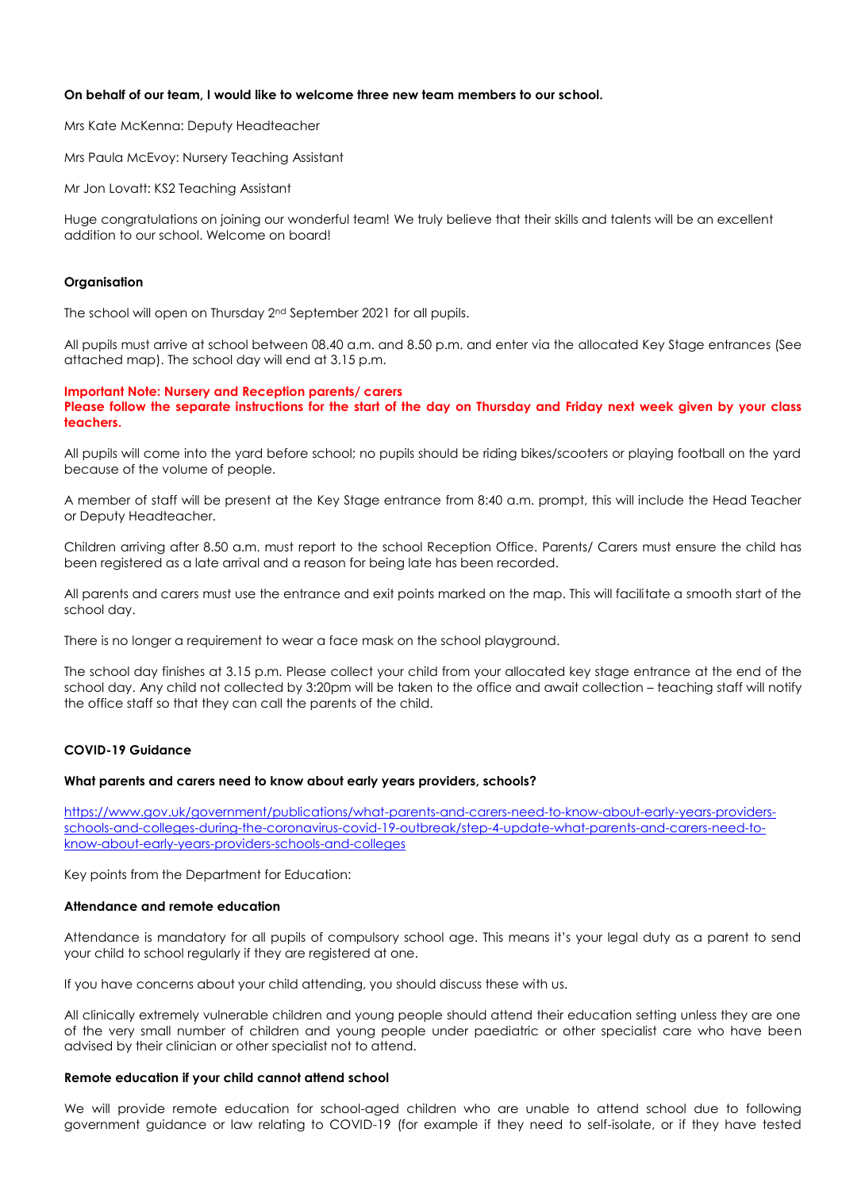**On behalf of our team, I would like to welcome three new team members to our school.**

Mrs Kate McKenna: Deputy Headteacher

Mrs Paula McEvoy: Nursery Teaching Assistant

Mr Jon Lovatt: KS2 Teaching Assistant

Huge congratulations on joining our wonderful team! We truly believe that their skills and talents will be an excellent addition to our school. Welcome on board!

**Organisation**

The school will open on Thursday 2nd September 2021 for all pupils.

All pupils must arrive at school between 08.40 a.m. and 8.50 p.m. and enter via the allocated Key Stage entrances (See attached map). The school day will end at 3.15 p.m.

**Important Note: Nursery and Reception parents/ carers**
**Please follow the separate instructions for the start of the day on Thursday and Friday next week given by your class teachers.**

All pupils will come into the yard before school; no pupils should be riding bikes/scooters or playing football on the yard because of the volume of people.

A member of staff will be present at the Key Stage entrance from 8:40 a.m. prompt, this will include the Head Teacher or Deputy Headteacher.

Children arriving after 8.50 a.m. must report to the school Reception Office. Parents/ Carers must ensure the child has been registered as a late arrival and a reason for being late has been recorded.

All parents and carers must use the entrance and exit points marked on the map. This will facilitate a smooth start of the school day.

There is no longer a requirement to wear a face mask on the school playground.

The school day finishes at 3.15 p.m. Please collect your child from your allocated key stage entrance at the end of the school day. Any child not collected by 3:20pm will be taken to the office and await collection – teaching staff will notify the office staff so that they can call the parents of the child.

**COVID-19 Guidance**

**What parents and carers need to know about early years providers, schools?**

https://www.gov.uk/government/publications/what-parents-and-carers-need-to-know-about-early-years-providers-schools-and-colleges-during-the-coronavirus-covid-19-outbreak/step-4-update-what-parents-and-carers-need-to-know-about-early-years-providers-schools-and-colleges

Key points from the Department for Education:

**Attendance and remote education**

Attendance is mandatory for all pupils of compulsory school age. This means it's your legal duty as a parent to send your child to school regularly if they are registered at one.

If you have concerns about your child attending, you should discuss these with us.

All clinically extremely vulnerable children and young people should attend their education setting unless they are one of the very small number of children and young people under paediatric or other specialist care who have been advised by their clinician or other specialist not to attend.

**Remote education if your child cannot attend school**

We will provide remote education for school-aged children who are unable to attend school due to following government guidance or law relating to COVID-19 (for example if they need to self-isolate, or if they have tested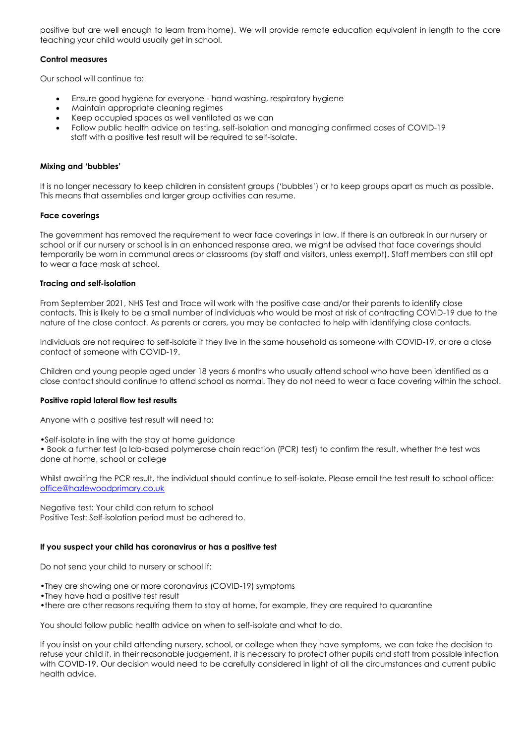positive but are well enough to learn from home). We will provide remote education equivalent in length to the core teaching your child would usually get in school.

**Control measures**

Our school will continue to:

- Ensure good hygiene for everyone - hand washing, respiratory hygiene
- Maintain appropriate cleaning regimes
- Keep occupied spaces as well ventilated as we can
- Follow public health advice on testing, self-isolation and managing confirmed cases of COVID-19 staff with a positive test result will be required to self-isolate.

**Mixing and 'bubbles'**

It is no longer necessary to keep children in consistent groups ('bubbles') or to keep groups apart as much as possible. This means that assemblies and larger group activities can resume.

**Face coverings**

The government has removed the requirement to wear face coverings in law. If there is an outbreak in our nursery or school or if our nursery or school is in an enhanced response area, we might be advised that face coverings should temporarily be worn in communal areas or classrooms (by staff and visitors, unless exempt). Staff members can still opt to wear a face mask at school.

**Tracing and self-isolation**

From September 2021, NHS Test and Trace will work with the positive case and/or their parents to identify close contacts. This is likely to be a small number of individuals who would be most at risk of contracting COVID-19 due to the nature of the close contact. As parents or carers, you may be contacted to help with identifying close contacts.

Individuals are not required to self-isolate if they live in the same household as someone with COVID-19, or are a close contact of someone with COVID-19.

Children and young people aged under 18 years 6 months who usually attend school who have been identified as a close contact should continue to attend school as normal. They do not need to wear a face covering within the school.

**Positive rapid lateral flow test results**

Anyone with a positive test result will need to:

•Self-isolate in line with the stay at home guidance
• Book a further test (a lab-based polymerase chain reaction (PCR) test) to confirm the result, whether the test was done at home, school or college

Whilst awaiting the PCR result, the individual should continue to self-isolate. Please email the test result to school office: office@hazlewoodprimary.co.uk

Negative test: Your child can return to school
Positive Test: Self-isolation period must be adhered to.

**If you suspect your child has coronavirus or has a positive test**

Do not send your child to nursery or school if:

•They are showing one or more coronavirus (COVID-19) symptoms
•They have had a positive test result
•there are other reasons requiring them to stay at home, for example, they are required to quarantine

You should follow public health advice on when to self-isolate and what to do.

If you insist on your child attending nursery, school, or college when they have symptoms, we can take the decision to refuse your child if, in their reasonable judgement, it is necessary to protect other pupils and staff from possible infection with COVID-19. Our decision would need to be carefully considered in light of all the circumstances and current public health advice.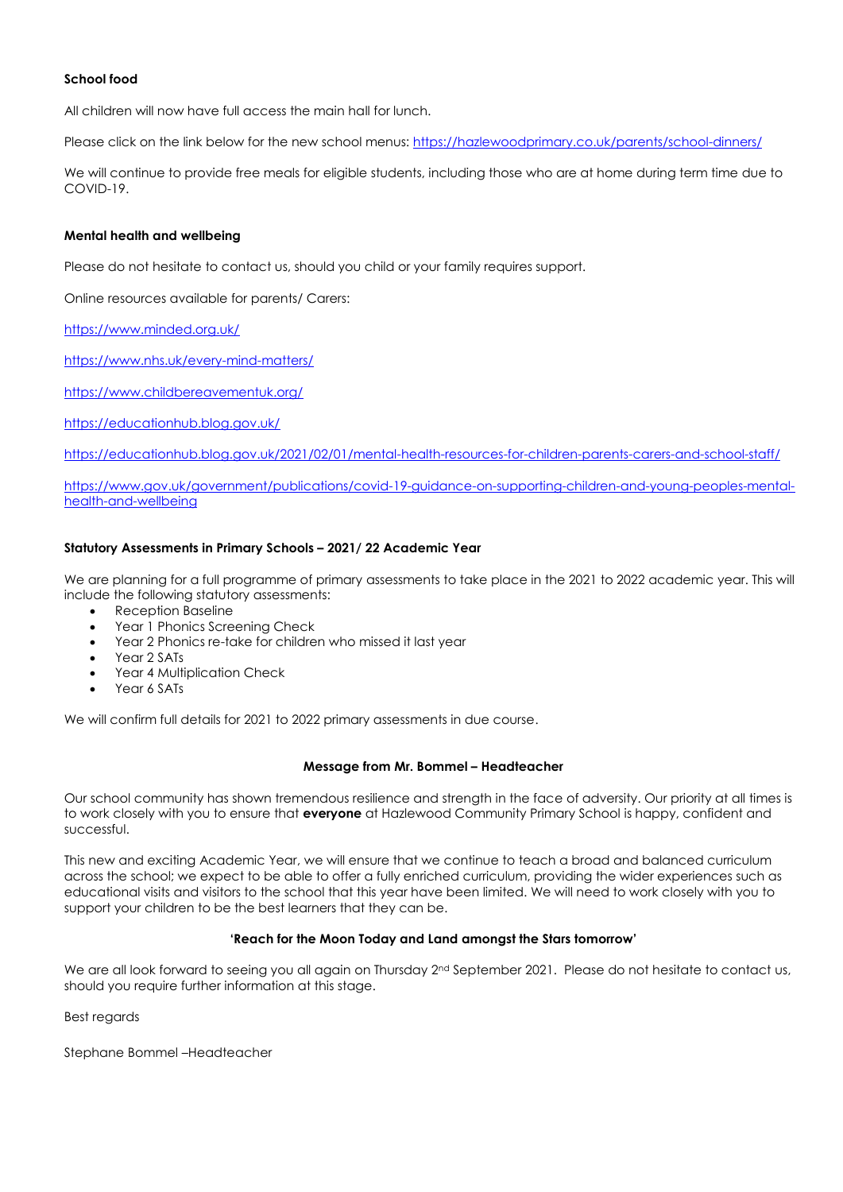**School food**

All children will now have full access the main hall for lunch.

Please click on the link below for the new school menus: https://hazlewoodprimary.co.uk/parents/school-dinners/

We will continue to provide free meals for eligible students, including those who are at home during term time due to COVID-19.

**Mental health and wellbeing**

Please do not hesitate to contact us, should you child or your family requires support.

Online resources available for parents/ Carers:

https://www.minded.org.uk/

https://www.nhs.uk/every-mind-matters/

https://www.childbereavementuk.org/

https://educationhub.blog.gov.uk/

https://educationhub.blog.gov.uk/2021/02/01/mental-health-resources-for-children-parents-carers-and-school-staff/

https://www.gov.uk/government/publications/covid-19-guidance-on-supporting-children-and-young-peoples-mental-health-and-wellbeing

**Statutory Assessments in Primary Schools – 2021/ 22 Academic Year**

We are planning for a full programme of primary assessments to take place in the 2021 to 2022 academic year. This will include the following statutory assessments:

- Reception Baseline
- Year 1 Phonics Screening Check
- Year 2 Phonics re-take for children who missed it last year
- Year 2 SATs
- Year 4 Multiplication Check
- Year 6 SATs

We will confirm full details for 2021 to 2022 primary assessments in due course.

**Message from Mr. Bommel – Headteacher**

Our school community has shown tremendous resilience and strength in the face of adversity. Our priority at all times is to work closely with you to ensure that **everyone** at Hazlewood Community Primary School is happy, confident and successful.

This new and exciting Academic Year, we will ensure that we continue to teach a broad and balanced curriculum across the school; we expect to be able to offer a fully enriched curriculum, providing the wider experiences such as educational visits and visitors to the school that this year have been limited. We will need to work closely with you to support your children to be the best learners that they can be.

**'Reach for the Moon Today and Land amongst the Stars tomorrow'**

We are all look forward to seeing you all again on Thursday 2nd September 2021. Please do not hesitate to contact us, should you require further information at this stage.

Best regards

Stephane Bommel –Headteacher